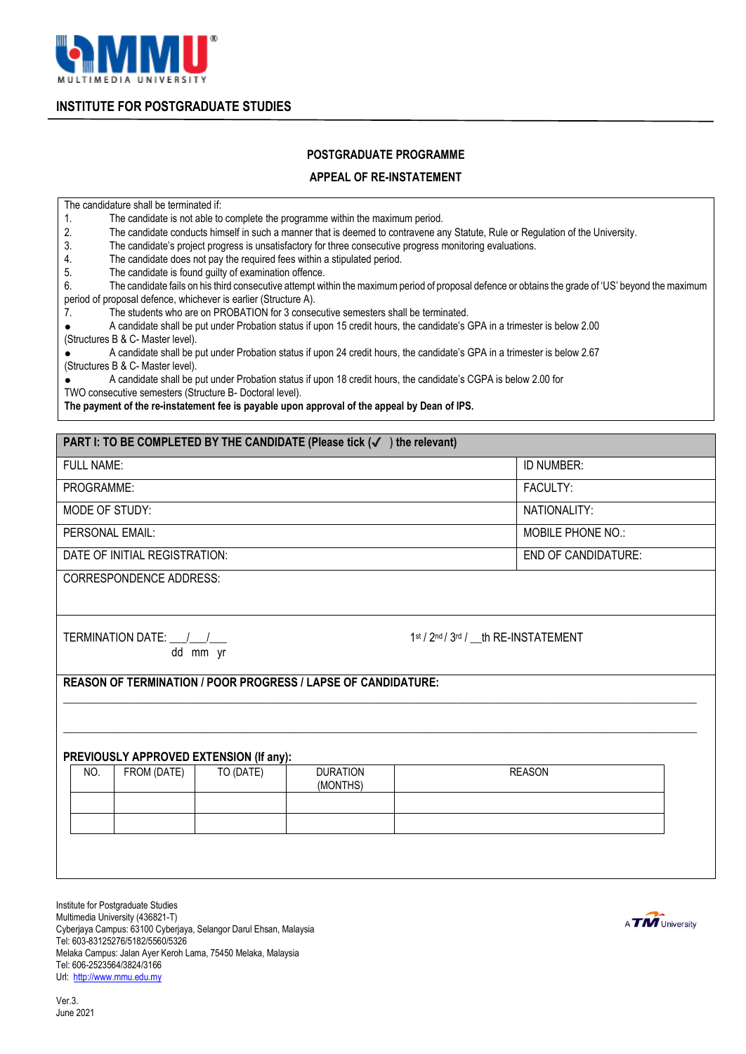MULTIMEDIA UNIVERSITY

## INSTITUTE FOR POSTGRADUATE STUDIES

### POSTGRADUATE PROGRAMME

### APPEAL OF RE-INSTATEMENT

The candidature shall be terminated if:

1. The candidate is not able to complete the programme within the maximum period.
2. The candidate conducts himself in such a manner that is deemed to contravene any Statute, Rule or Regulation of the University.
3. The candidate's project progress is unsatisfactory for three consecutive progress monitoring evaluations.
4. The candidate does not pay the required fees within a stipulated period.
5. The candidate is found guilty of examination offence.
6. The candidate fails on his third consecutive attempt within the maximum period of proposal defence or obtains the grade of 'US' beyond the maximum period of proposal defence, whichever is earlier (Structure A).
7. The students who are on PROBATION for 3 consecutive semesters shall be terminated.

- A candidate shall be put under Probation status if upon 15 credit hours, the candidate's GPA in a trimester is below 2.00 (Structures B & C- Master level).
- A candidate shall be put under Probation status if upon 24 credit hours, the candidate's GPA in a trimester is below 2.67 (Structures B & C- Master level).
- A candidate shall be put under Probation status if upon 18 credit hours, the candidate's CGPA is below 2.00 for TWO consecutive semesters (Structure B- Doctoral level).

**The payment of the re-instatement fee is payable upon approval of the appeal by Dean of IPS.**

| **PART I: TO BE COMPLETED BY THE CANDIDATE (Please tick (✓ ) the relevant)** | |
|---|---|
| FULL NAME: | ID NUMBER: |
| PROGRAMME: | FACULTY: |
| MODE OF STUDY: | NATIONALITY: |
| PERSONAL EMAIL: | MOBILE PHONE NO.: |
| DATE OF INITIAL REGISTRATION: | END OF CANDIDATURE: |
| CORRESPONDENCE ADDRESS: | |
| TERMINATION DATE: ___/___/___ (dd mm yr) | 1st / 2nd / 3rd / __th RE-INSTATEMENT |

**REASON OF TERMINATION / POOR PROGRESS / LAPSE OF CANDIDATURE:**

______________________________________________________________________________

______________________________________________________________________________

**PREVIOUSLY APPROVED EXTENSION (If any):**

| NO. | FROM (DATE) | TO (DATE) | DURATION (MONTHS) | REASON |
|---|---|---|---|---|
| | | | | |
| | | | | |

Institute for Postgraduate Studies
Multimedia University (436821-T)
Cyberjaya Campus: 63100 Cyberjaya, Selangor Darul Ehsan, Malaysia
Tel: 603-83125276/5182/5560/5326
Melaka Campus: Jalan Ayer Keroh Lama, 75450 Melaka, Malaysia
Tel: 606-2523564/3824/3166
Url: http://www.mmu.edu.my

A TM University

Ver.3.
June 2021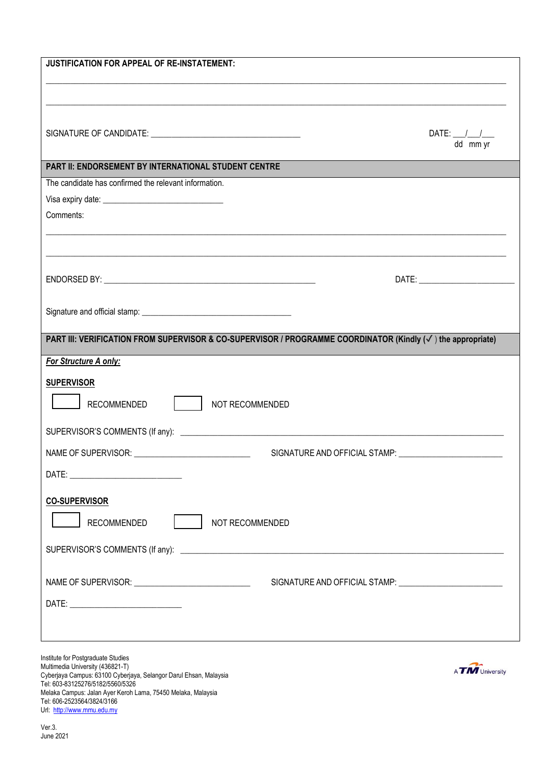**JUSTIFICATION FOR APPEAL OF RE-INSTATEMENT:**

\_\_\_\_\_\_\_\_\_\_\_\_\_\_\_\_\_\_\_\_\_\_\_\_\_\_\_\_\_\_\_\_\_\_\_\_\_\_\_\_\_\_\_\_\_\_\_\_\_\_\_\_\_\_\_\_\_\_\_\_\_\_\_\_\_\_\_\_\_\_\_\_\_\_\_\_\_\_\_\_

\_\_\_\_\_\_\_\_\_\_\_\_\_\_\_\_\_\_\_\_\_\_\_\_\_\_\_\_\_\_\_\_\_\_\_\_\_\_\_\_\_\_\_\_\_\_\_\_\_\_\_\_\_\_\_\_\_\_\_\_\_\_\_\_\_\_\_\_\_\_\_\_\_\_\_\_\_\_\_\_

SIGNATURE OF CANDIDATE: \_\_\_\_\_\_\_\_\_\_\_\_\_\_\_\_\_\_\_\_\_\_\_\_\_\_\_\_\_\_\_\_\_\_ DATE: \_\_\_/\_\_\_/\_\_\_ (dd mm yr)

**PART II: ENDORSEMENT BY INTERNATIONAL STUDENT CENTRE**

The candidate has confirmed the relevant information.

Visa expiry date: \_\_\_\_\_\_\_\_\_\_\_\_\_\_\_\_\_\_\_\_\_\_\_\_\_\_\_\_

Comments:

\_\_\_\_\_\_\_\_\_\_\_\_\_\_\_\_\_\_\_\_\_\_\_\_\_\_\_\_\_\_\_\_\_\_\_\_\_\_\_\_\_\_\_\_\_\_\_\_\_\_\_\_\_\_\_\_\_\_\_\_\_\_\_\_\_\_\_\_\_\_\_\_\_\_\_\_\_\_\_\_

\_\_\_\_\_\_\_\_\_\_\_\_\_\_\_\_\_\_\_\_\_\_\_\_\_\_\_\_\_\_\_\_\_\_\_\_\_\_\_\_\_\_\_\_\_\_\_\_\_\_\_\_\_\_\_\_\_\_\_\_\_\_\_\_\_\_\_\_\_\_\_\_\_\_\_\_\_\_\_\_

ENDORSED BY: \_\_\_\_\_\_\_\_\_\_\_\_\_\_\_\_\_\_\_\_\_\_\_\_\_\_\_\_\_\_\_\_\_\_\_\_\_\_\_\_\_\_\_\_\_\_\_\_ DATE: \_\_\_\_\_\_\_\_\_\_\_\_\_\_\_\_\_\_\_\_\_\_\_

Signature and official stamp: \_\_\_\_\_\_\_\_\_\_\_\_\_\_\_\_\_\_\_\_\_\_\_\_\_\_\_\_\_\_\_\_\_\_\_

**PART III: VERIFICATION FROM SUPERVISOR & CO-SUPERVISOR / PROGRAMME COORDINATOR (Kindly (✓) the appropriate)**

***For Structure A only:***

**SUPERVISOR**

☐ RECOMMENDED ☐ NOT RECOMMENDED

SUPERVISOR'S COMMENTS (If any): \_\_\_\_\_\_\_\_\_\_\_\_\_\_\_\_\_\_\_\_\_\_\_\_\_\_\_\_\_\_\_\_\_\_\_\_\_\_\_\_\_\_\_\_\_\_\_\_\_\_\_\_\_\_\_\_\_\_\_\_\_\_\_\_\_\_\_\_\_\_\_\_\_\_\_

NAME OF SUPERVISOR: \_\_\_\_\_\_\_\_\_\_\_\_\_\_\_\_\_\_\_\_\_\_\_\_\_\_\_ SIGNATURE AND OFFICIAL STAMP: \_\_\_\_\_\_\_\_\_\_\_\_\_\_\_\_\_\_\_\_\_\_\_\_\_

DATE: \_\_\_\_\_\_\_\_\_\_\_\_\_\_\_\_\_\_\_\_\_\_\_\_\_\_

**CO-SUPERVISOR**

☐ RECOMMENDED ☐ NOT RECOMMENDED

SUPERVISOR'S COMMENTS (If any): \_\_\_\_\_\_\_\_\_\_\_\_\_\_\_\_\_\_\_\_\_\_\_\_\_\_\_\_\_\_\_\_\_\_\_\_\_\_\_\_\_\_\_\_\_\_\_\_\_\_\_\_\_\_\_\_\_\_\_\_\_\_\_\_\_\_\_\_\_\_\_\_\_\_\_

NAME OF SUPERVISOR: \_\_\_\_\_\_\_\_\_\_\_\_\_\_\_\_\_\_\_\_\_\_\_\_\_\_\_ SIGNATURE AND OFFICIAL STAMP: \_\_\_\_\_\_\_\_\_\_\_\_\_\_\_\_\_\_\_\_\_\_\_\_\_

DATE: \_\_\_\_\_\_\_\_\_\_\_\_\_\_\_\_\_\_\_\_\_\_\_\_\_\_

Institute for Postgraduate Studies
Multimedia University (436821-T)
Cyberjaya Campus: 63100 Cyberjaya, Selangor Darul Ehsan, Malaysia
Tel: 603-83125276/5182/5560/5326
Melaka Campus: Jalan Ayer Keroh Lama, 75450 Melaka, Malaysia
Tel: 606-2523564/3824/3166
Url: http://www.mmu.edu.my

A TM University

Ver.3.
June 2021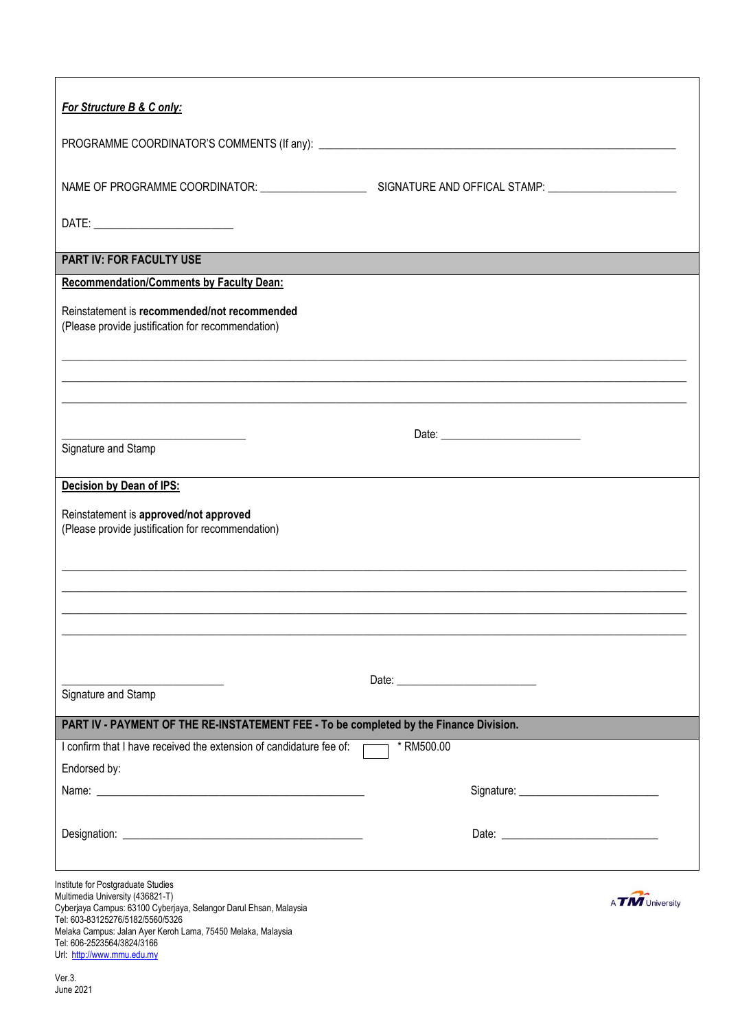***For Structure B & C only:***

PROGRAMME COORDINATOR'S COMMENTS (If any): ____________________________________________

NAME OF PROGRAMME COORDINATOR: __________________ SIGNATURE AND OFFICAL STAMP: ____________________

DATE: ______________________

**PART IV: FOR FACULTY USE**

**Recommendation/Comments by Faculty Dean:**

Reinstatement is **recommended/not recommended**
(Please provide justification for recommendation)

______________________________________________________________________________

______________________________________________________________________________

______________________________________________________________________________

______________________________ Date: ______________________

Signature and Stamp

**Decision by Dean of IPS:**

Reinstatement is **approved/not approved**
(Please provide justification for recommendation)

______________________________________________________________________________

______________________________________________________________________________

______________________________________________________________________________

______________________________________________________________________________

___________________________ Date: ______________________

Signature and Stamp

**PART IV - PAYMENT OF THE RE-INSTATEMENT FEE - To be completed by the Finance Division.**

I confirm that I have received the extension of candidature fee of: ☐ * RM500.00

Endorsed by:

Name: ____________________________________________ Signature: ______________________

Designation: ________________________________________ Date: __________________________

Institute for Postgraduate Studies
Multimedia University (436821-T)
Cyberjaya Campus: 63100 Cyberjaya, Selangor Darul Ehsan, Malaysia
Tel: 603-83125276/5182/5560/5326
Melaka Campus: Jalan Ayer Keroh Lama, 75450 Melaka, Malaysia
Tel: 606-2523564/3824/3166
Url: http://www.mmu.edu.my

A TM University

Ver.3.
June 2021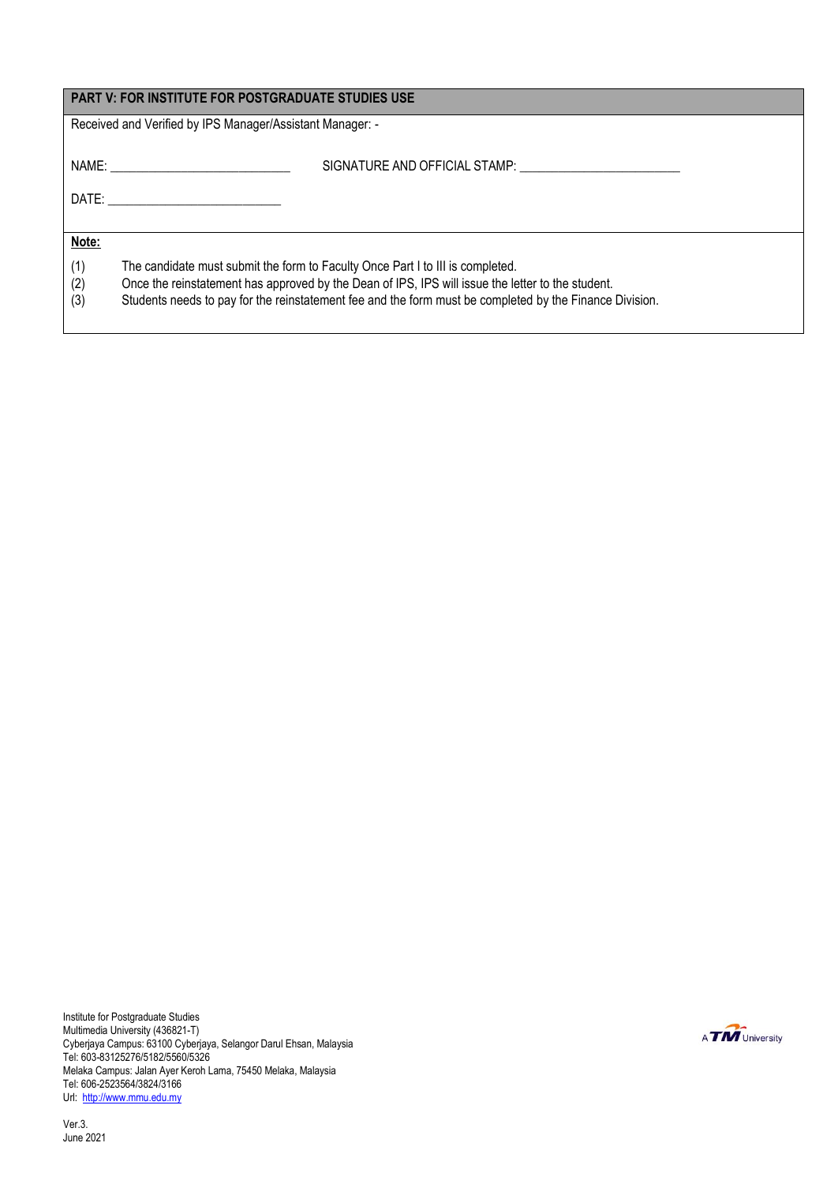## PART V: FOR INSTITUTE FOR POSTGRADUATE STUDIES USE

Received and Verified by IPS Manager/Assistant Manager: -

NAME: ___________________________ SIGNATURE AND OFFICIAL STAMP: ________________________

DATE: __________________________

**Note:**

(1) The candidate must submit the form to Faculty Once Part I to III is completed.
(2) Once the reinstatement has approved by the Dean of IPS, IPS will issue the letter to the student.
(3) Students needs to pay for the reinstatement fee and the form must be completed by the Finance Division.

Institute for Postgraduate Studies
Multimedia University (436821-T)
Cyberjaya Campus: 63100 Cyberjaya, Selangor Darul Ehsan, Malaysia
Tel: 603-83125276/5182/5560/5326
Melaka Campus: Jalan Ayer Keroh Lama, 75450 Melaka, Malaysia
Tel: 606-2523564/3824/3166
Url: http://www.mmu.edu.my

A TM University

Ver.3.
June 2021